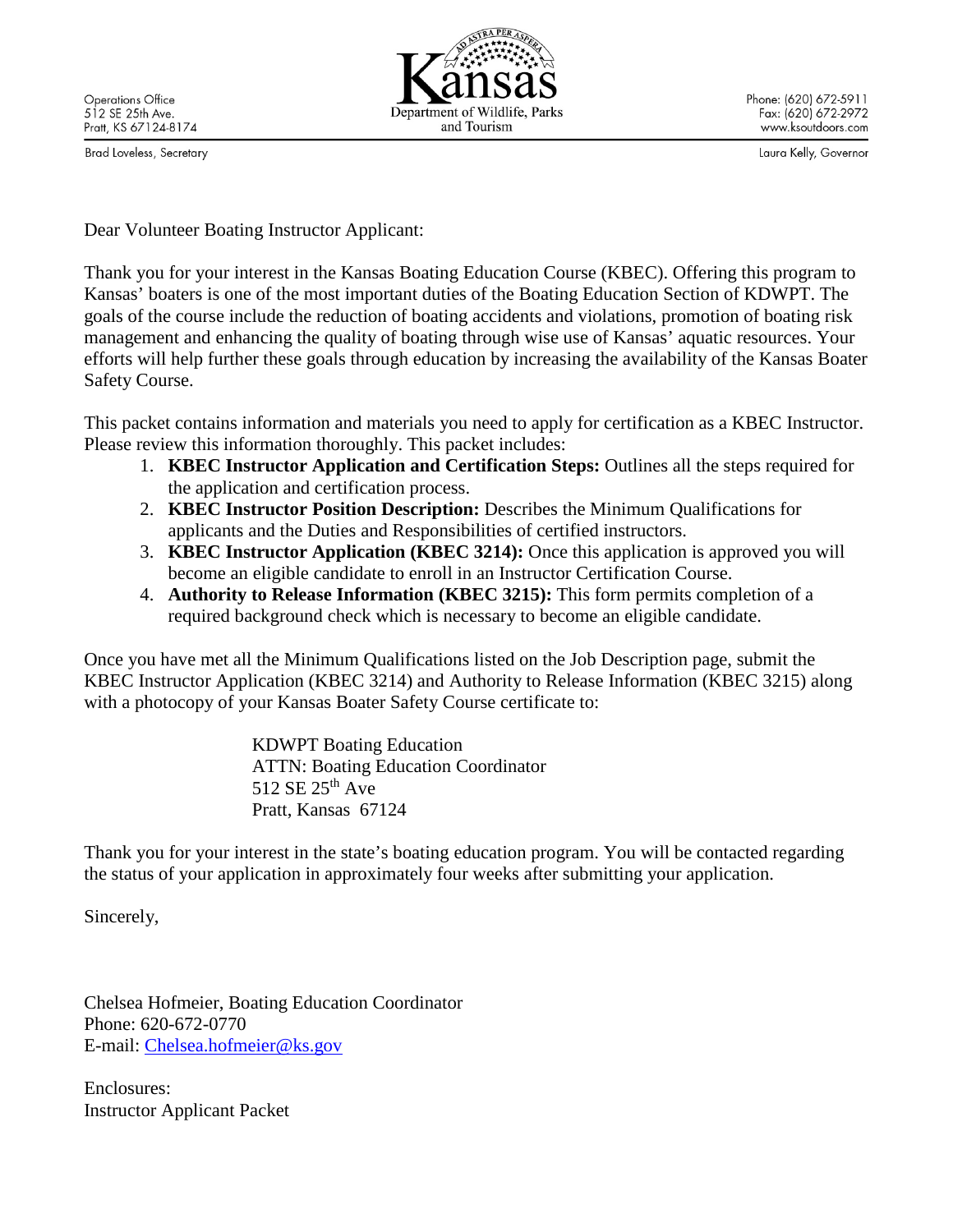Operations Office
512 SE 25th Ave.
Pratt, KS 67124-8174

Kansas
Department of Wildlife, Parks and Tourism

Phone: (620) 672-5911
Fax: (620) 672-2972
www.ksoutdoors.com

Brad Loveless, Secretary

Laura Kelly, Governor

Dear Volunteer Boating Instructor Applicant:

Thank you for your interest in the Kansas Boating Education Course (KBEC). Offering this program to Kansas' boaters is one of the most important duties of the Boating Education Section of KDWPT. The goals of the course include the reduction of boating accidents and violations, promotion of boating risk management and enhancing the quality of boating through wise use of Kansas' aquatic resources. Your efforts will help further these goals through education by increasing the availability of the Kansas Boater Safety Course.

This packet contains information and materials you need to apply for certification as a KBEC Instructor. Please review this information thoroughly. This packet includes:

1. **KBEC Instructor Application and Certification Steps:** Outlines all the steps required for the application and certification process.
2. **KBEC Instructor Position Description:** Describes the Minimum Qualifications for applicants and the Duties and Responsibilities of certified instructors.
3. **KBEC Instructor Application (KBEC 3214):** Once this application is approved you will become an eligible candidate to enroll in an Instructor Certification Course.
4. **Authority to Release Information (KBEC 3215):** This form permits completion of a required background check which is necessary to become an eligible candidate.

Once you have met all the Minimum Qualifications listed on the Job Description page, submit the KBEC Instructor Application (KBEC 3214) and Authority to Release Information (KBEC 3215) along with a photocopy of your Kansas Boater Safety Course certificate to:

KDWPT Boating Education
ATTN: Boating Education Coordinator
512 SE 25th Ave
Pratt, Kansas 67124

Thank you for your interest in the state's boating education program. You will be contacted regarding the status of your application in approximately four weeks after submitting your application.

Sincerely,

Chelsea Hofmeier, Boating Education Coordinator
Phone: 620-672-0770
E-mail: Chelsea.hofmeier@ks.gov

Enclosures:
Instructor Applicant Packet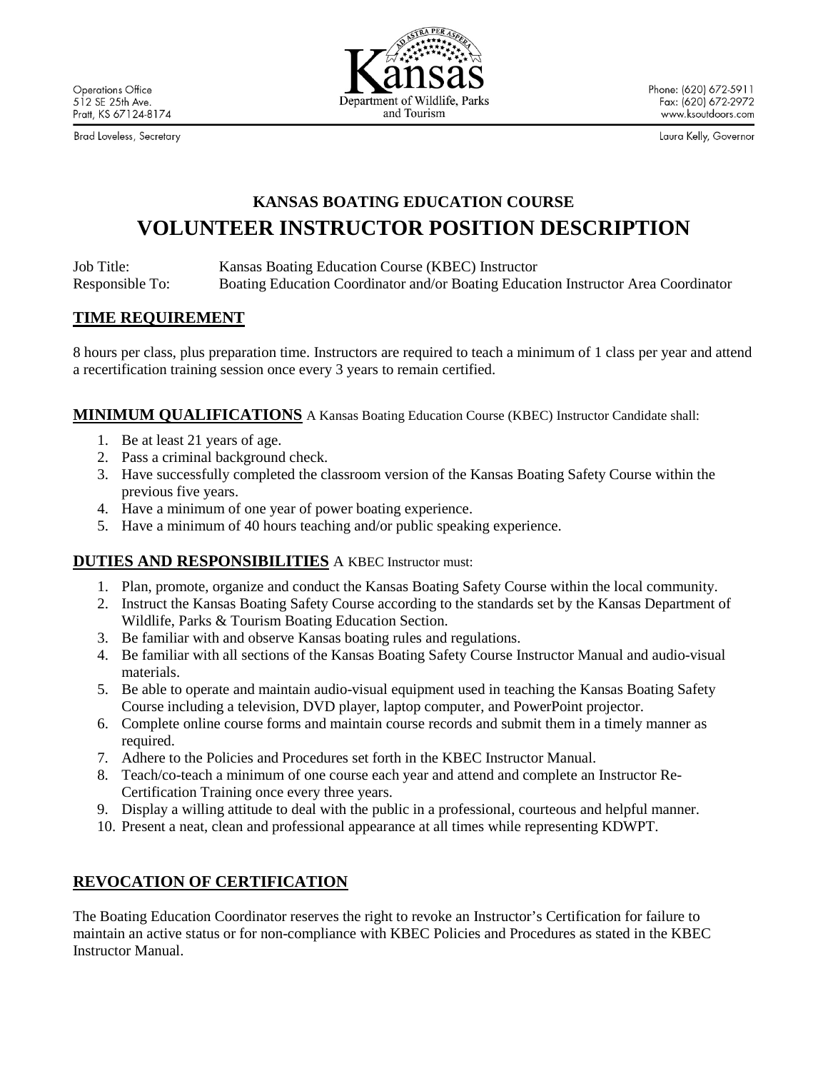Operations Office
512 SE 25th Ave.
Pratt, KS 67124-8174

Brad Loveless, Secretary

Kansas Department of Wildlife, Parks and Tourism

Phone: (620) 672-5911
Fax: (620) 672-2972
www.ksoutdoors.com

Laura Kelly, Governor

## KANSAS BOATING EDUCATION COURSE

# VOLUNTEER INSTRUCTOR POSITION DESCRIPTION

Job Title: Kansas Boating Education Course (KBEC) Instructor
Responsible To: Boating Education Coordinator and/or Boating Education Instructor Area Coordinator

## TIME REQUIREMENT

8 hours per class, plus preparation time. Instructors are required to teach a minimum of 1 class per year and attend a recertification training session once every 3 years to remain certified.

## MINIMUM QUALIFICATIONS

A Kansas Boating Education Course (KBEC) Instructor Candidate shall:

1. Be at least 21 years of age.
2. Pass a criminal background check.
3. Have successfully completed the classroom version of the Kansas Boating Safety Course within the previous five years.
4. Have a minimum of one year of power boating experience.
5. Have a minimum of 40 hours teaching and/or public speaking experience.

## DUTIES AND RESPONSIBILITIES

A KBEC Instructor must:

1. Plan, promote, organize and conduct the Kansas Boating Safety Course within the local community.
2. Instruct the Kansas Boating Safety Course according to the standards set by the Kansas Department of Wildlife, Parks & Tourism Boating Education Section.
3. Be familiar with and observe Kansas boating rules and regulations.
4. Be familiar with all sections of the Kansas Boating Safety Course Instructor Manual and audio-visual materials.
5. Be able to operate and maintain audio-visual equipment used in teaching the Kansas Boating Safety Course including a television, DVD player, laptop computer, and PowerPoint projector.
6. Complete online course forms and maintain course records and submit them in a timely manner as required.
7. Adhere to the Policies and Procedures set forth in the KBEC Instructor Manual.
8. Teach/co-teach a minimum of one course each year and attend and complete an Instructor Re-Certification Training once every three years.
9. Display a willing attitude to deal with the public in a professional, courteous and helpful manner.
10. Present a neat, clean and professional appearance at all times while representing KDWPT.

## REVOCATION OF CERTIFICATION

The Boating Education Coordinator reserves the right to revoke an Instructor's Certification for failure to maintain an active status or for non-compliance with KBEC Policies and Procedures as stated in the KBEC Instructor Manual.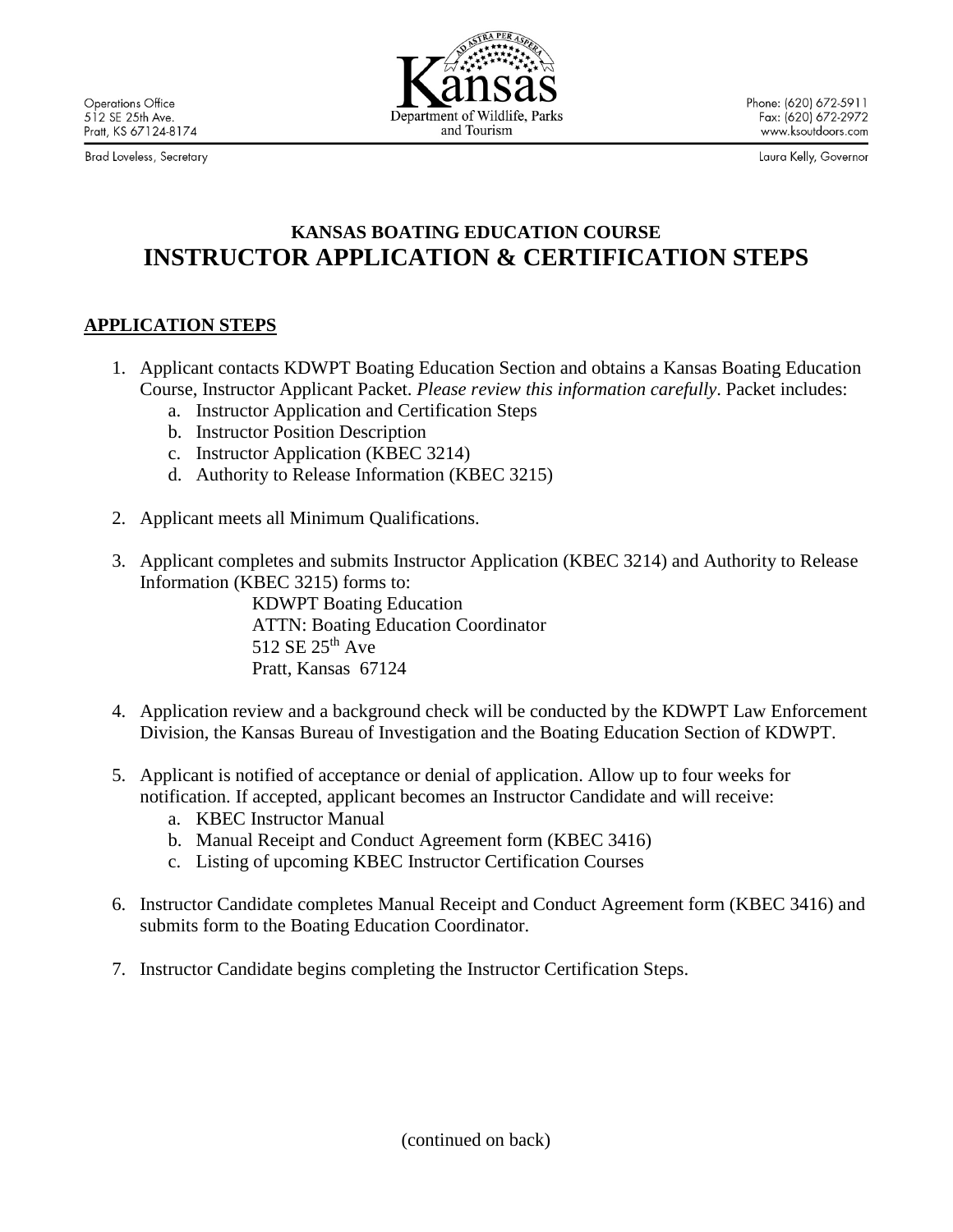Operations Office
512 SE 25th Ave.
Pratt, KS 67124-8174

Brad Loveless, Secretary

Kansas
Department of Wildlife, Parks and Tourism

Phone: (620) 672-5911
Fax: (620) 672-2972
www.ksoutdoors.com

Laura Kelly, Governor

## KANSAS BOATING EDUCATION COURSE
# INSTRUCTOR APPLICATION & CERTIFICATION STEPS

## APPLICATION STEPS

1. Applicant contacts KDWPT Boating Education Section and obtains a Kansas Boating Education Course, Instructor Applicant Packet. *Please review this information carefully*. Packet includes:
   a. Instructor Application and Certification Steps
   b. Instructor Position Description
   c. Instructor Application (KBEC 3214)
   d. Authority to Release Information (KBEC 3215)

2. Applicant meets all Minimum Qualifications.

3. Applicant completes and submits Instructor Application (KBEC 3214) and Authority to Release Information (KBEC 3215) forms to:

   KDWPT Boating Education
   ATTN: Boating Education Coordinator
   512 SE 25th Ave
   Pratt, Kansas 67124

4. Application review and a background check will be conducted by the KDWPT Law Enforcement Division, the Kansas Bureau of Investigation and the Boating Education Section of KDWPT.

5. Applicant is notified of acceptance or denial of application. Allow up to four weeks for notification. If accepted, applicant becomes an Instructor Candidate and will receive:
   a. KBEC Instructor Manual
   b. Manual Receipt and Conduct Agreement form (KBEC 3416)
   c. Listing of upcoming KBEC Instructor Certification Courses

6. Instructor Candidate completes Manual Receipt and Conduct Agreement form (KBEC 3416) and submits form to the Boating Education Coordinator.

7. Instructor Candidate begins completing the Instructor Certification Steps.

(continued on back)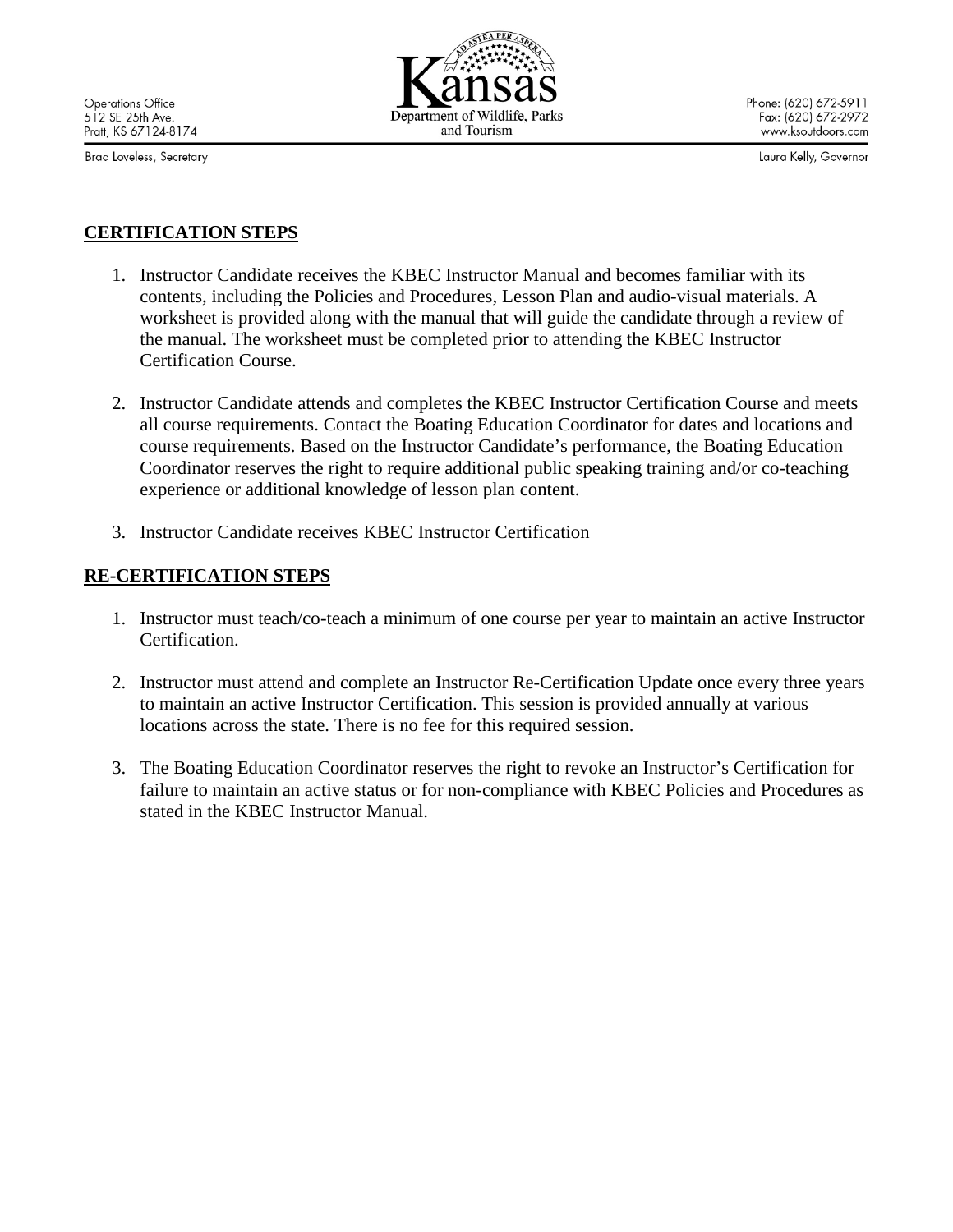## CERTIFICATION STEPS

1. Instructor Candidate receives the KBEC Instructor Manual and becomes familiar with its contents, including the Policies and Procedures, Lesson Plan and audio-visual materials. A worksheet is provided along with the manual that will guide the candidate through a review of the manual. The worksheet must be completed prior to attending the KBEC Instructor Certification Course.

2. Instructor Candidate attends and completes the KBEC Instructor Certification Course and meets all course requirements. Contact the Boating Education Coordinator for dates and locations and course requirements. Based on the Instructor Candidate's performance, the Boating Education Coordinator reserves the right to require additional public speaking training and/or co-teaching experience or additional knowledge of lesson plan content.

3. Instructor Candidate receives KBEC Instructor Certification

## RE-CERTIFICATION STEPS

1. Instructor must teach/co-teach a minimum of one course per year to maintain an active Instructor Certification.

2. Instructor must attend and complete an Instructor Re-Certification Update once every three years to maintain an active Instructor Certification. This session is provided annually at various locations across the state. There is no fee for this required session.

3. The Boating Education Coordinator reserves the right to revoke an Instructor's Certification for failure to maintain an active status or for non-compliance with KBEC Policies and Procedures as stated in the KBEC Instructor Manual.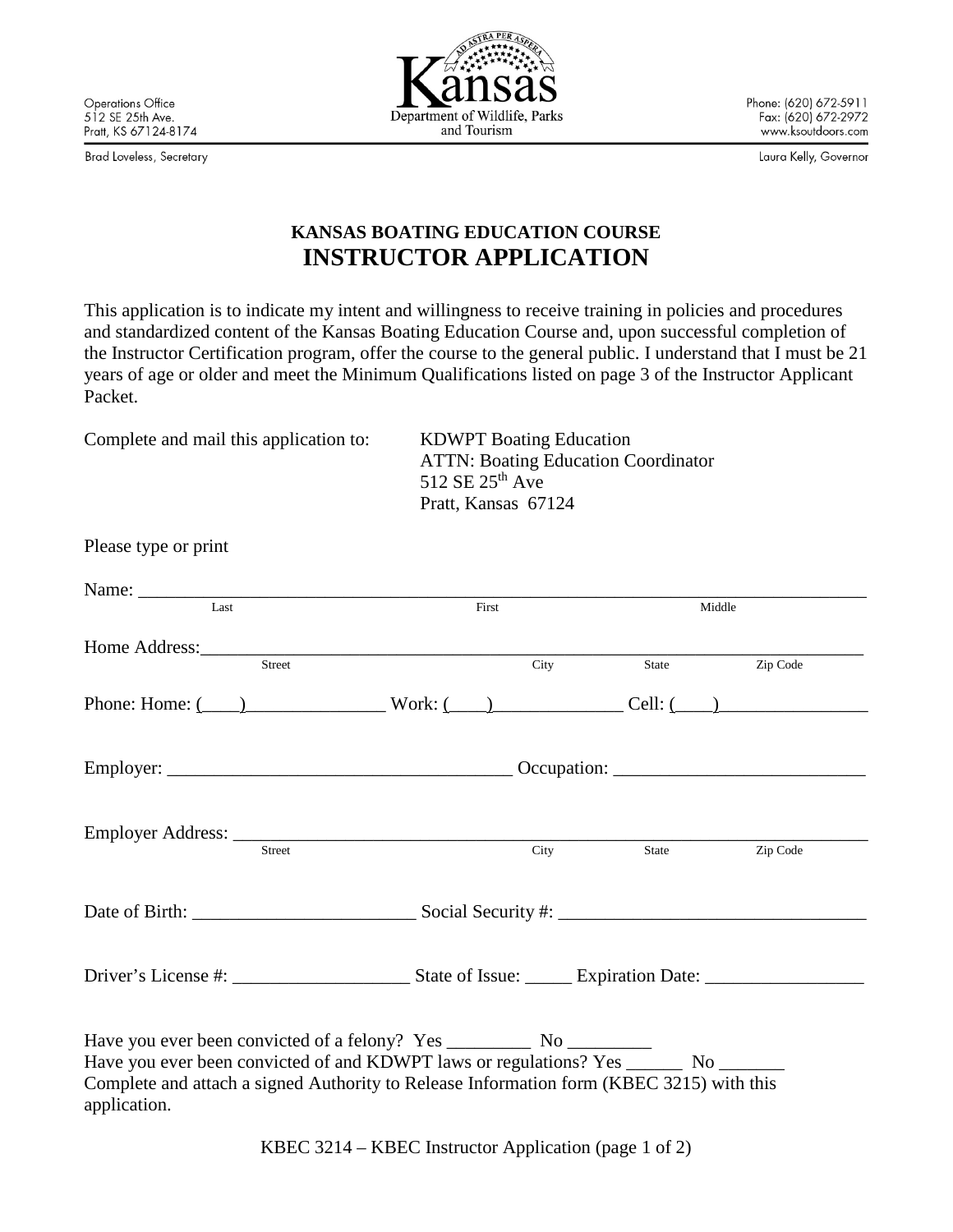Operations Office
512 SE 25th Ave.
Pratt, KS 67124-8174

Brad Loveless, Secretary

**Kansas**
Department of Wildlife, Parks and Tourism

Phone: (620) 672-5911
Fax: (620) 672-2972
www.ksoutdoors.com

Laura Kelly, Governor

## KANSAS BOATING EDUCATION COURSE
# INSTRUCTOR APPLICATION

This application is to indicate my intent and willingness to receive training in policies and procedures and standardized content of the Kansas Boating Education Course and, upon successful completion of the Instructor Certification program, offer the course to the general public. I understand that I must be 21 years of age or older and meet the Minimum Qualifications listed on page 3 of the Instructor Applicant Packet.

Complete and mail this application to:

KDWPT Boating Education
ATTN: Boating Education Coordinator
512 SE 25th Ave
Pratt, Kansas 67124

Please type or print

Name: ______________________________________________________________________________
Last First Middle

Home Address:_______________________________________________________________________
Street City State Zip Code

Phone: Home: (____)_______________ Work: (____)______________ Cell: (____)________________

Employer: ____________________________________ Occupation: __________________________

Employer Address: ____________________________________________________________________
Street City State Zip Code

Date of Birth: ________________________ Social Security #: ________________________________

Driver's License #: __________________ State of Issue: _____ Expiration Date: _________________

Have you ever been convicted of a felony? Yes _________ No _________
Have you ever been convicted of and KDWPT laws or regulations? Yes ______ No _______
Complete and attach a signed Authority to Release Information form (KBEC 3215) with this application.

KBEC 3214 – KBEC Instructor Application (page 1 of 2)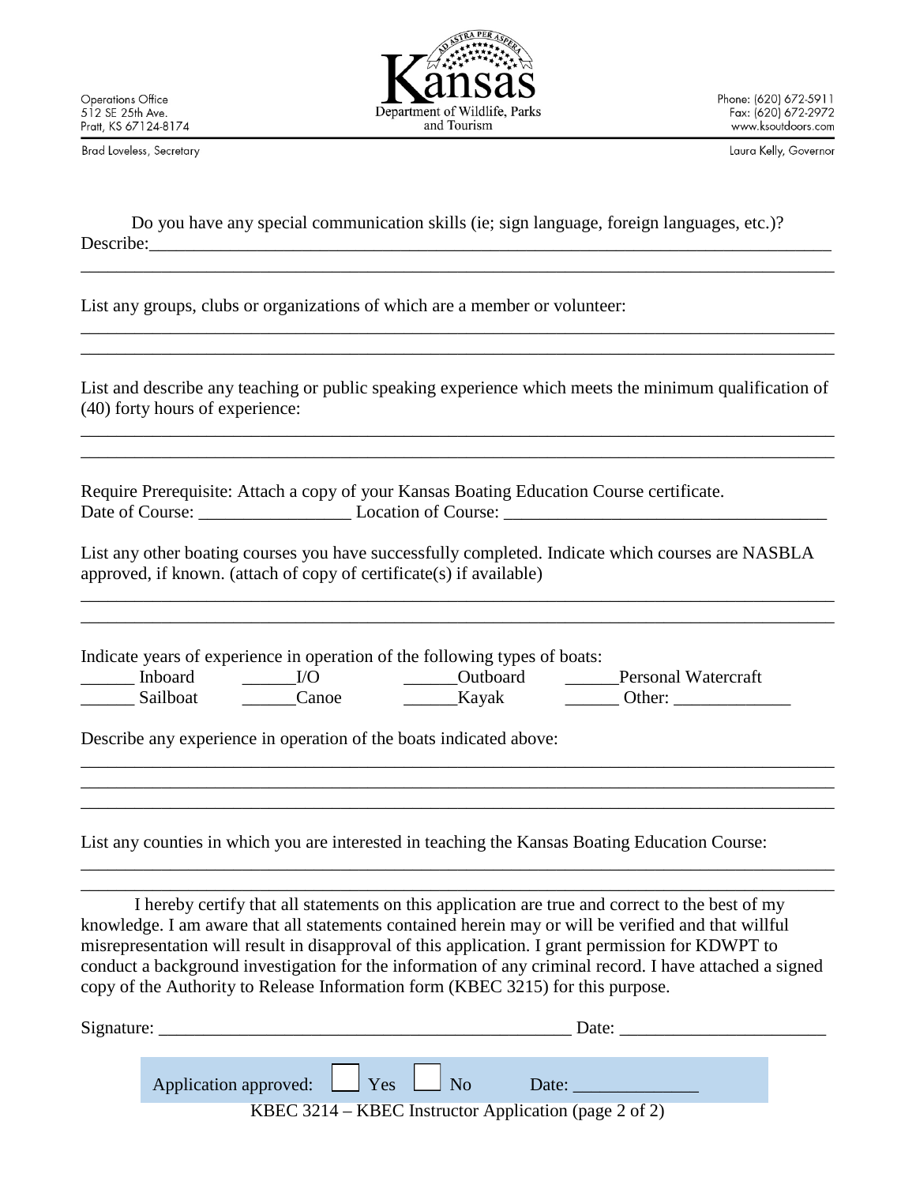Operations Office
512 SE 25th Ave.
Pratt, KS 67124-8174

Brad Loveless, Secretary

Kansas
Department of Wildlife, Parks and Tourism

Phone: (620) 672-5911
Fax: (620) 672-2972
www.ksoutdoors.com

Laura Kelly, Governor

Do you have any special communication skills (ie; sign language, foreign languages, etc.)?
Describe:______________________________________________________________________________
_______________________________________________________________________________________

List any groups, clubs or organizations of which are a member or volunteer:
_______________________________________________________________________________________
_______________________________________________________________________________________

List and describe any teaching or public speaking experience which meets the minimum qualification of (40) forty hours of experience:
_______________________________________________________________________________________
_______________________________________________________________________________________

Require Prerequisite: Attach a copy of your Kansas Boating Education Course certificate.
Date of Course: _________________ Location of Course: ____________________________________

List any other boating courses you have successfully completed. Indicate which courses are NASBLA approved, if known. (attach of copy of certificate(s) if available)
_______________________________________________________________________________________
_______________________________________________________________________________________

Indicate years of experience in operation of the following types of boats:

______ Inboard ______I/O ______Outboard ______Personal Watercraft
______ Sailboat ______Canoe ______Kayak ______ Other: _____________

Describe any experience in operation of the boats indicated above:
_______________________________________________________________________________________
_______________________________________________________________________________________
_______________________________________________________________________________________

List any counties in which you are interested in teaching the Kansas Boating Education Course:
_______________________________________________________________________________________
_______________________________________________________________________________________

I hereby certify that all statements on this application are true and correct to the best of my knowledge. I am aware that all statements contained herein may or will be verified and that willful misrepresentation will result in disapproval of this application. I grant permission for KDWPT to conduct a background investigation for the information of any criminal record. I have attached a signed copy of the Authority to Release Information form (KBEC 3215) for this purpose.

Signature: _______________________________________________ Date: _______________________

Application approved: ☐ Yes ☐ No Date: ______________

KBEC 3214 – KBEC Instructor Application (page 2 of 2)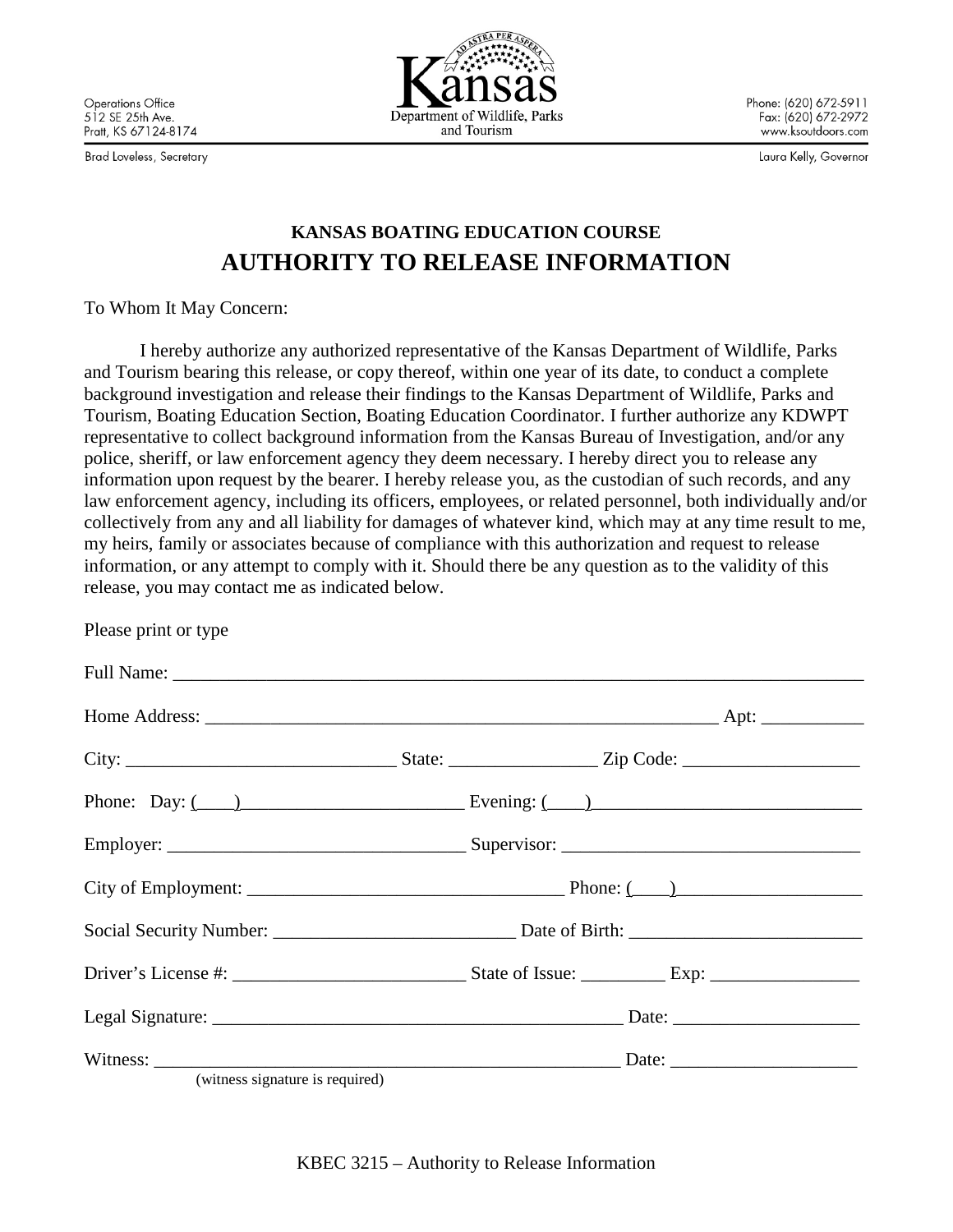Operations Office
512 SE 25th Ave.
Pratt, KS 67124-8174

Brad Loveless, Secretary

AD ASTRA PER ASPERA
Kansas
Department of Wildlife, Parks and Tourism

Phone: (620) 672-5911
Fax: (620) 672-2972
www.ksoutdoors.com

Laura Kelly, Governor

## KANSAS BOATING EDUCATION COURSE

# AUTHORITY TO RELEASE INFORMATION

To Whom It May Concern:

I hereby authorize any authorized representative of the Kansas Department of Wildlife, Parks and Tourism bearing this release, or copy thereof, within one year of its date, to conduct a complete background investigation and release their findings to the Kansas Department of Wildlife, Parks and Tourism, Boating Education Section, Boating Education Coordinator. I further authorize any KDWPT representative to collect background information from the Kansas Bureau of Investigation, and/or any police, sheriff, or law enforcement agency they deem necessary. I hereby direct you to release any information upon request by the bearer. I hereby release you, as the custodian of such records, and any law enforcement agency, including its officers, employees, or related personnel, both individually and/or collectively from any and all liability for damages of whatever kind, which may at any time result to me, my heirs, family or associates because of compliance with this authorization and request to release information, or any attempt to comply with it. Should there be any question as to the validity of this release, you may contact me as indicated below.

Please print or type

Full Name: ____________________________________________________________________________

Home Address: ________________________________________________________ Apt: ___________

City: _____________________________ State: ________________ Zip Code: ___________________

Phone: Day: (____)________________________ Evening: (____)_____________________________

Employer: ________________________________ Supervisor: ________________________________

City of Employment: __________________________________ Phone: (____)___________________

Social Security Number: __________________________ Date of Birth: _________________________

Driver's License #: _________________________ State of Issue: _________ Exp: ________________

Legal Signature: _____________________________________________ Date: ____________________

Witness: ___________________________________________________ Date: ____________________
(witness signature is required)

KBEC 3215 – Authority to Release Information